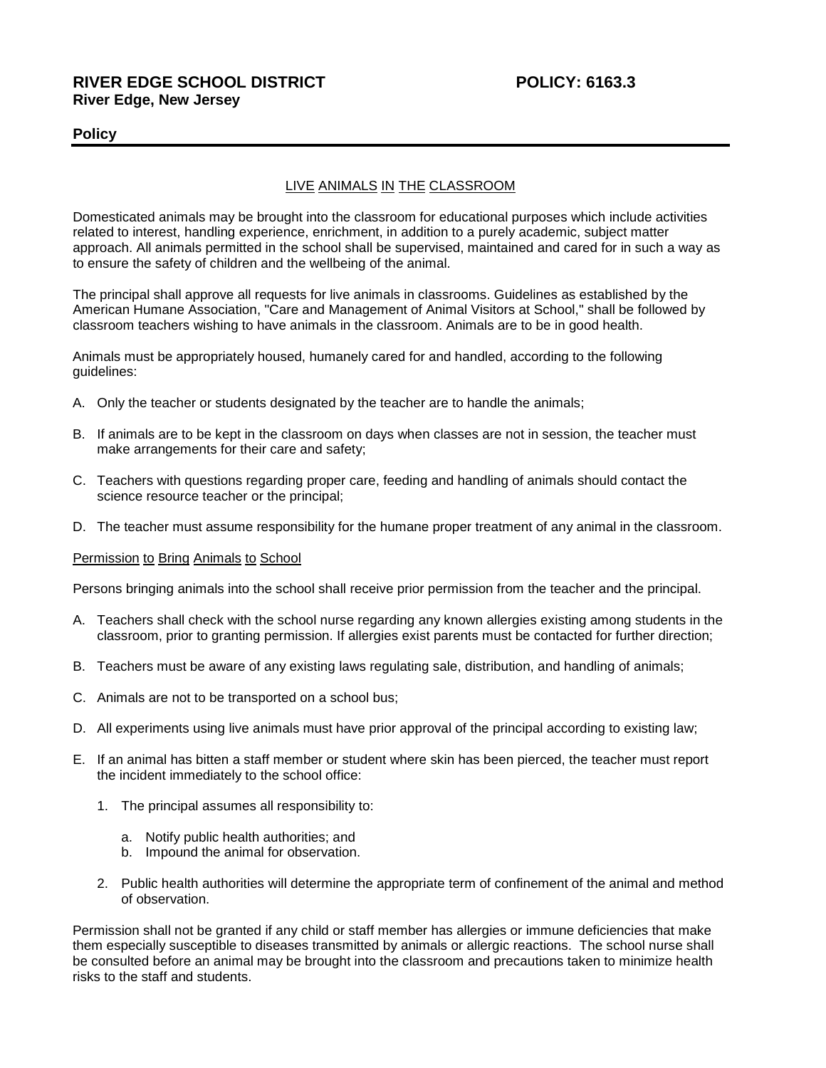**RIVER EDGE SCHOOL DISTRICT** **POLICY: 6163.3**
**River Edge, New Jersey**

**Policy**

## LIVE ANIMALS IN THE CLASSROOM

Domesticated animals may be brought into the classroom for educational purposes which include activities related to interest, handling experience, enrichment, in addition to a purely academic, subject matter approach. All animals permitted in the school shall be supervised, maintained and cared for in such a way as to ensure the safety of children and the wellbeing of the animal.

The principal shall approve all requests for live animals in classrooms. Guidelines as established by the American Humane Association, "Care and Management of Animal Visitors at School," shall be followed by classroom teachers wishing to have animals in the classroom. Animals are to be in good health.

Animals must be appropriately housed, humanely cared for and handled, according to the following guidelines:

A. Only the teacher or students designated by the teacher are to handle the animals;

B. If animals are to be kept in the classroom on days when classes are not in session, the teacher must make arrangements for their care and safety;

C. Teachers with questions regarding proper care, feeding and handling of animals should contact the science resource teacher or the principal;

D. The teacher must assume responsibility for the humane proper treatment of any animal in the classroom.

### Permission to Bring Animals to School

Persons bringing animals into the school shall receive prior permission from the teacher and the principal.

A. Teachers shall check with the school nurse regarding any known allergies existing among students in the classroom, prior to granting permission. If allergies exist parents must be contacted for further direction;

B. Teachers must be aware of any existing laws regulating sale, distribution, and handling of animals;

C. Animals are not to be transported on a school bus;

D. All experiments using live animals must have prior approval of the principal according to existing law;

E. If an animal has bitten a staff member or student where skin has been pierced, the teacher must report the incident immediately to the school office:

   1. The principal assumes all responsibility to:

      a. Notify public health authorities; and
      b. Impound the animal for observation.

   2. Public health authorities will determine the appropriate term of confinement of the animal and method of observation.

Permission shall not be granted if any child or staff member has allergies or immune deficiencies that make them especially susceptible to diseases transmitted by animals or allergic reactions. The school nurse shall be consulted before an animal may be brought into the classroom and precautions taken to minimize health risks to the staff and students.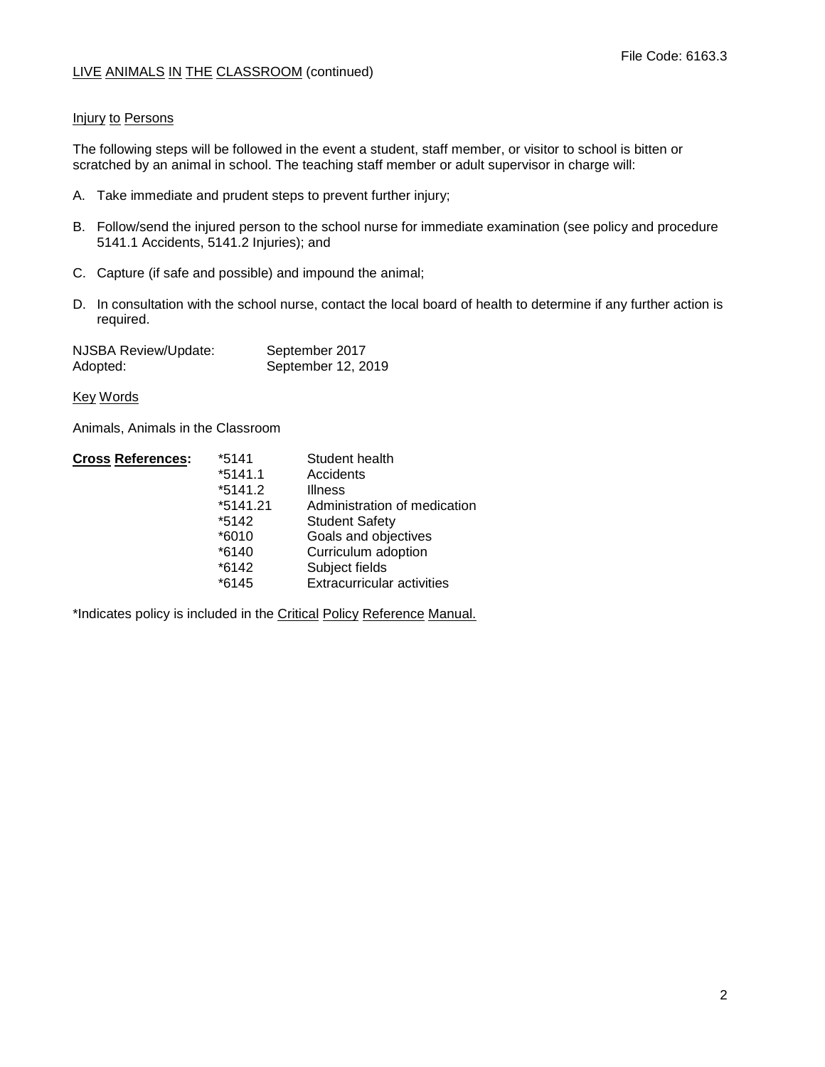LIVE ANIMALS IN THE CLASSROOM (continued)

Injury to Persons

The following steps will be followed in the event a student, staff member, or visitor to school is bitten or scratched by an animal in school. The teaching staff member or adult supervisor in charge will:

A. Take immediate and prudent steps to prevent further injury;

B. Follow/send the injured person to the school nurse for immediate examination (see policy and procedure 5141.1 Accidents, 5141.2 Injuries); and

C. Capture (if safe and possible) and impound the animal;

D. In consultation with the school nurse, contact the local board of health to determine if any further action is required.

| | |
|---|---|
| NJSBA Review/Update: | September 2017 |
| Adopted: | September 12, 2019 |

Key Words

Animals, Animals in the Classroom

| | | |
|---|---|---|
| **Cross References:** | *5141 | Student health |
| | *5141.1 | Accidents |
| | *5141.2 | Illness |
| | *5141.21 | Administration of medication |
| | *5142 | Student Safety |
| | *6010 | Goals and objectives |
| | *6140 | Curriculum adoption |
| | *6142 | Subject fields |
| | *6145 | Extracurricular activities |

*Indicates policy is included in the Critical Policy Reference Manual.